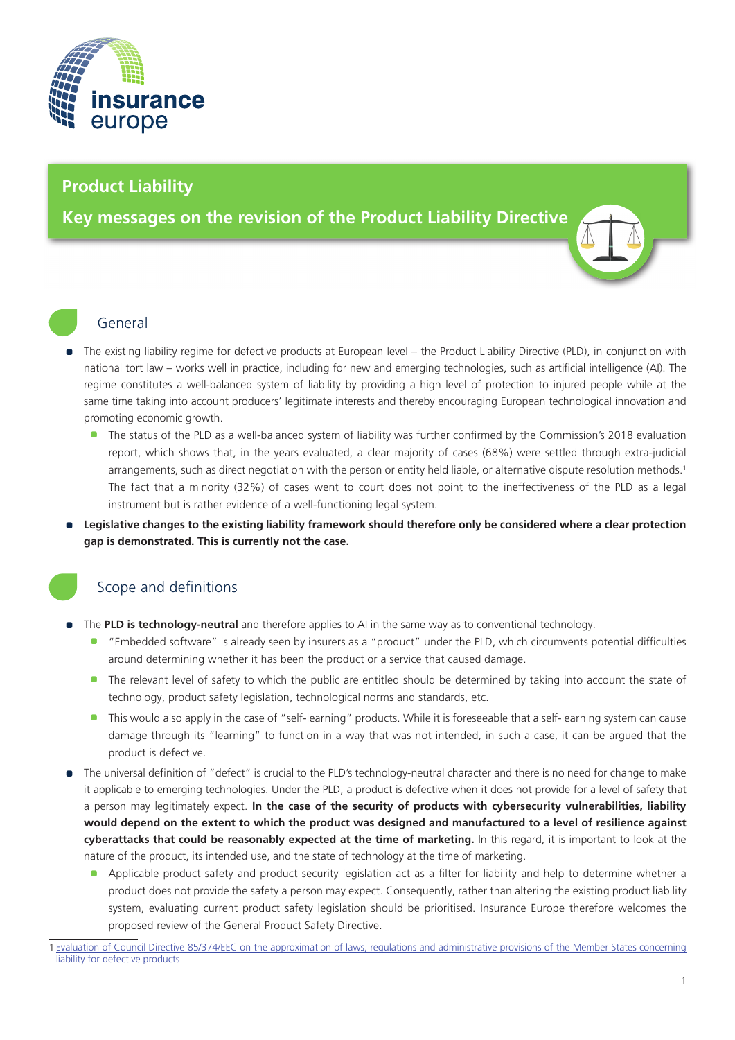# Product Liability

## Key messages on the revision of the Product Liability Directive

## General

- The existing liability regime for defective products at European level – the Product Liability Directive (PLD), in conjunction with national tort law – works well in practice, including for new and emerging technologies, such as artificial intelligence (AI). The regime constitutes a well-balanced system of liability by providing a high level of protection to injured people while at the same time taking into account producers' legitimate interests and thereby encouraging European technological innovation and promoting economic growth.
  - The status of the PLD as a well-balanced system of liability was further confirmed by the Commission's 2018 evaluation report, which shows that, in the years evaluated, a clear majority of cases (68%) were settled through extra-judicial arrangements, such as direct negotiation with the person or entity held liable, or alternative dispute resolution methods.[1] The fact that a minority (32%) of cases went to court does not point to the ineffectiveness of the PLD as a legal instrument but is rather evidence of a well-functioning legal system.
- **Legislative changes to the existing liability framework should therefore only be considered where a clear protection gap is demonstrated. This is currently not the case.**

## Scope and definitions

- The **PLD is technology-neutral** and therefore applies to AI in the same way as to conventional technology.
  - "Embedded software" is already seen by insurers as a "product" under the PLD, which circumvents potential difficulties around determining whether it has been the product or a service that caused damage.
  - The relevant level of safety to which the public are entitled should be determined by taking into account the state of technology, product safety legislation, technological norms and standards, etc.
  - This would also apply in the case of "self-learning" products. While it is foreseeable that a self-learning system can cause damage through its "learning" to function in a way that was not intended, in such a case, it can be argued that the product is defective.
- The universal definition of "defect" is crucial to the PLD's technology-neutral character and there is no need for change to make it applicable to emerging technologies. Under the PLD, a product is defective when it does not provide for a level of safety that a person may legitimately expect. **In the case of the security of products with cybersecurity vulnerabilities, liability would depend on the extent to which the product was designed and manufactured to a level of resilience against cyberattacks that could be reasonably expected at the time of marketing.** In this regard, it is important to look at the nature of the product, its intended use, and the state of technology at the time of marketing.
  - Applicable product safety and product security legislation act as a filter for liability and help to determine whether a product does not provide the safety a person may expect. Consequently, rather than altering the existing product liability system, evaluating current product safety legislation should be prioritised. Insurance Europe therefore welcomes the proposed review of the General Product Safety Directive.

---

[1] Evaluation of Council Directive 85/374/EEC on the approximation of laws, regulations and administrative provisions of the Member States concerning liability for defective products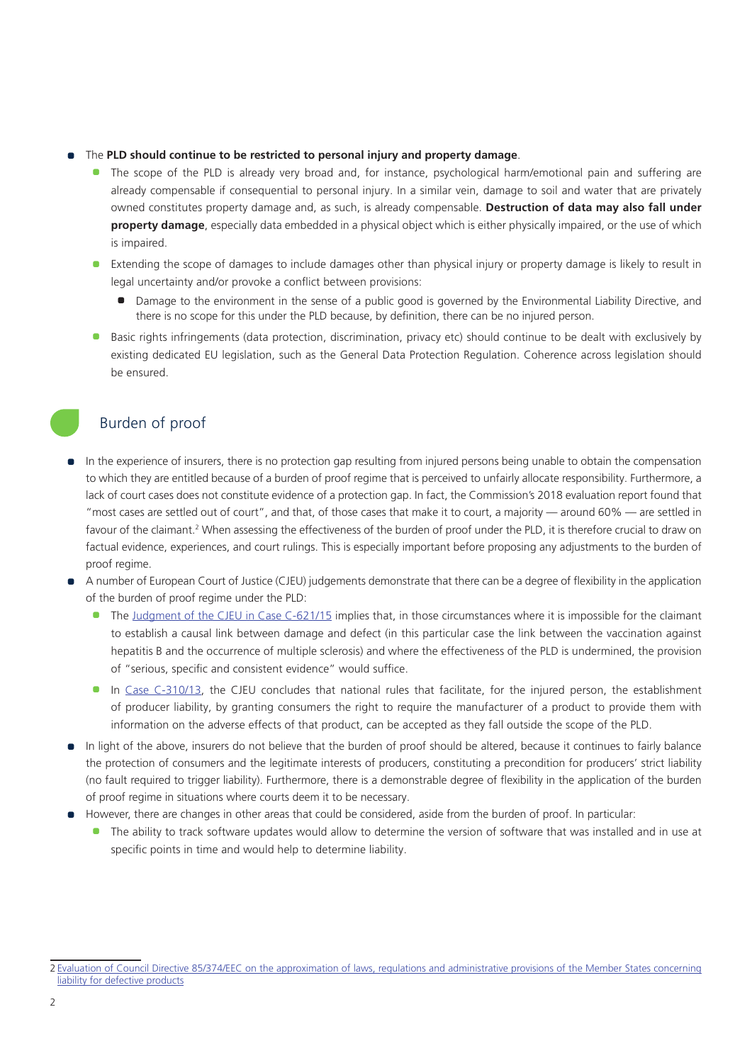- The **PLD should continue to be restricted to personal injury and property damage**.
  - The scope of the PLD is already very broad and, for instance, psychological harm/emotional pain and suffering are already compensable if consequential to personal injury. In a similar vein, damage to soil and water that are privately owned constitutes property damage and, as such, is already compensable. **Destruction of data may also fall under property damage**, especially data embedded in a physical object which is either physically impaired, or the use of which is impaired.
  - Extending the scope of damages to include damages other than physical injury or property damage is likely to result in legal uncertainty and/or provoke a conflict between provisions:
    - Damage to the environment in the sense of a public good is governed by the Environmental Liability Directive, and there is no scope for this under the PLD because, by definition, there can be no injured person.
  - Basic rights infringements (data protection, discrimination, privacy etc) should continue to be dealt with exclusively by existing dedicated EU legislation, such as the General Data Protection Regulation. Coherence across legislation should be ensured.

## Burden of proof

- In the experience of insurers, there is no protection gap resulting from injured persons being unable to obtain the compensation to which they are entitled because of a burden of proof regime that is perceived to unfairly allocate responsibility. Furthermore, a lack of court cases does not constitute evidence of a protection gap. In fact, the Commission's 2018 evaluation report found that "most cases are settled out of court", and that, of those cases that make it to court, a majority — around 60% — are settled in favour of the claimant.[2] When assessing the effectiveness of the burden of proof under the PLD, it is therefore crucial to draw on factual evidence, experiences, and court rulings. This is especially important before proposing any adjustments to the burden of proof regime.
- A number of European Court of Justice (CJEU) judgements demonstrate that there can be a degree of flexibility in the application of the burden of proof regime under the PLD:
  - The [Judgment of the CJEU in Case C-621/15]() implies that, in those circumstances where it is impossible for the claimant to establish a causal link between damage and defect (in this particular case the link between the vaccination against hepatitis B and the occurrence of multiple sclerosis) and where the effectiveness of the PLD is undermined, the provision of "serious, specific and consistent evidence" would suffice.
  - In [Case C-310/13](), the CJEU concludes that national rules that facilitate, for the injured person, the establishment of producer liability, by granting consumers the right to require the manufacturer of a product to provide them with information on the adverse effects of that product, can be accepted as they fall outside the scope of the PLD.
- In light of the above, insurers do not believe that the burden of proof should be altered, because it continues to fairly balance the protection of consumers and the legitimate interests of producers, constituting a precondition for producers' strict liability (no fault required to trigger liability). Furthermore, there is a demonstrable degree of flexibility in the application of the burden of proof regime in situations where courts deem it to be necessary.
- However, there are changes in other areas that could be considered, aside from the burden of proof. In particular:
  - The ability to track software updates would allow to determine the version of software that was installed and in use at specific points in time and would help to determine liability.

---

2 [Evaluation of Council Directive 85/374/EEC on the approximation of laws, regulations and administrative provisions of the Member States concerning liability for defective products]()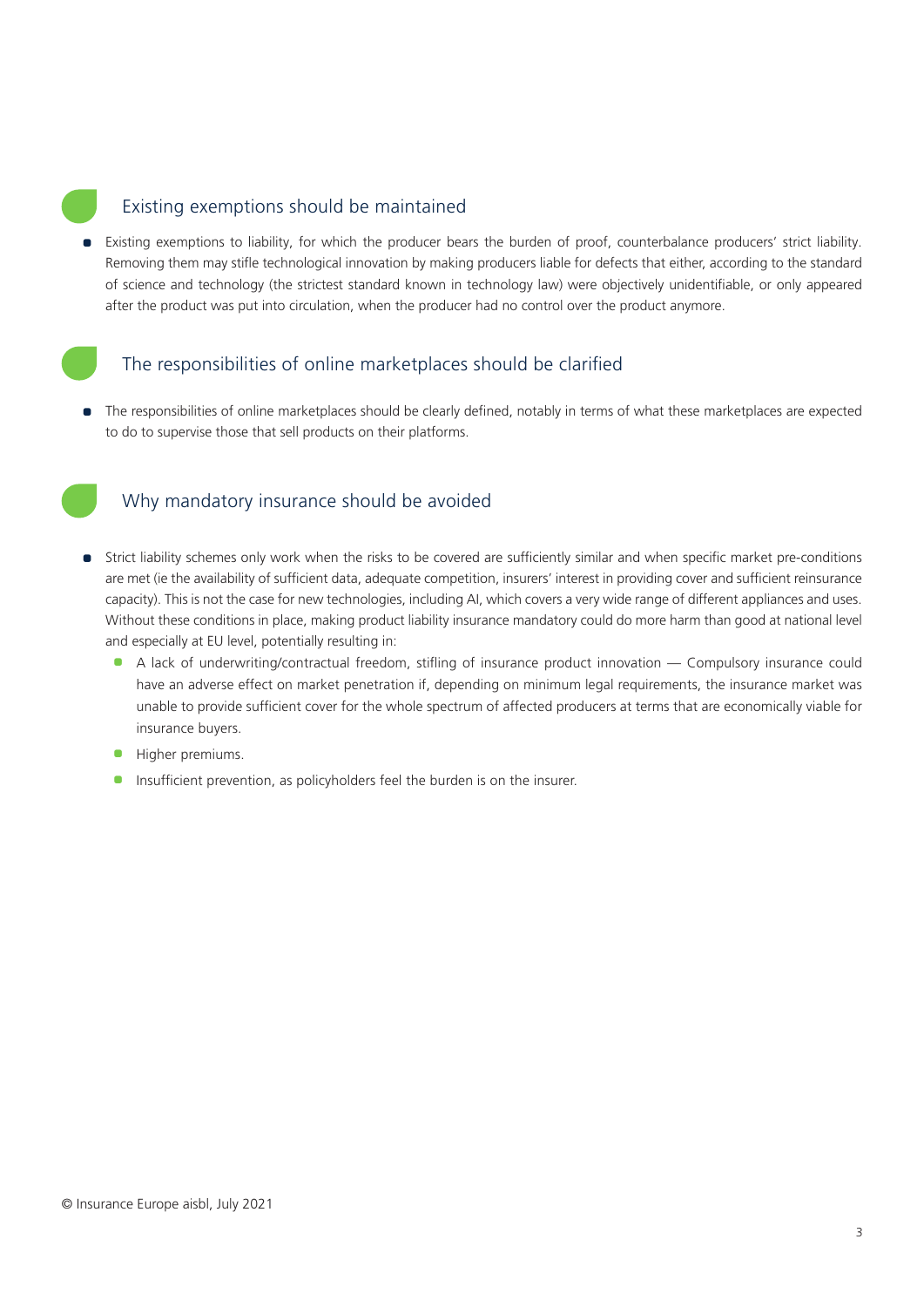## Existing exemptions should be maintained

- Existing exemptions to liability, for which the producer bears the burden of proof, counterbalance producers' strict liability. Removing them may stifle technological innovation by making producers liable for defects that either, according to the standard of science and technology (the strictest standard known in technology law) were objectively unidentifiable, or only appeared after the product was put into circulation, when the producer had no control over the product anymore.

## The responsibilities of online marketplaces should be clarified

- The responsibilities of online marketplaces should be clearly defined, notably in terms of what these marketplaces are expected to do to supervise those that sell products on their platforms.

## Why mandatory insurance should be avoided

- Strict liability schemes only work when the risks to be covered are sufficiently similar and when specific market pre-conditions are met (ie the availability of sufficient data, adequate competition, insurers' interest in providing cover and sufficient reinsurance capacity). This is not the case for new technologies, including AI, which covers a very wide range of different appliances and uses. Without these conditions in place, making product liability insurance mandatory could do more harm than good at national level and especially at EU level, potentially resulting in:
  - A lack of underwriting/contractual freedom, stifling of insurance product innovation — Compulsory insurance could have an adverse effect on market penetration if, depending on minimum legal requirements, the insurance market was unable to provide sufficient cover for the whole spectrum of affected producers at terms that are economically viable for insurance buyers.
  - Higher premiums.
  - Insufficient prevention, as policyholders feel the burden is on the insurer.

© Insurance Europe aisbl, July 2021